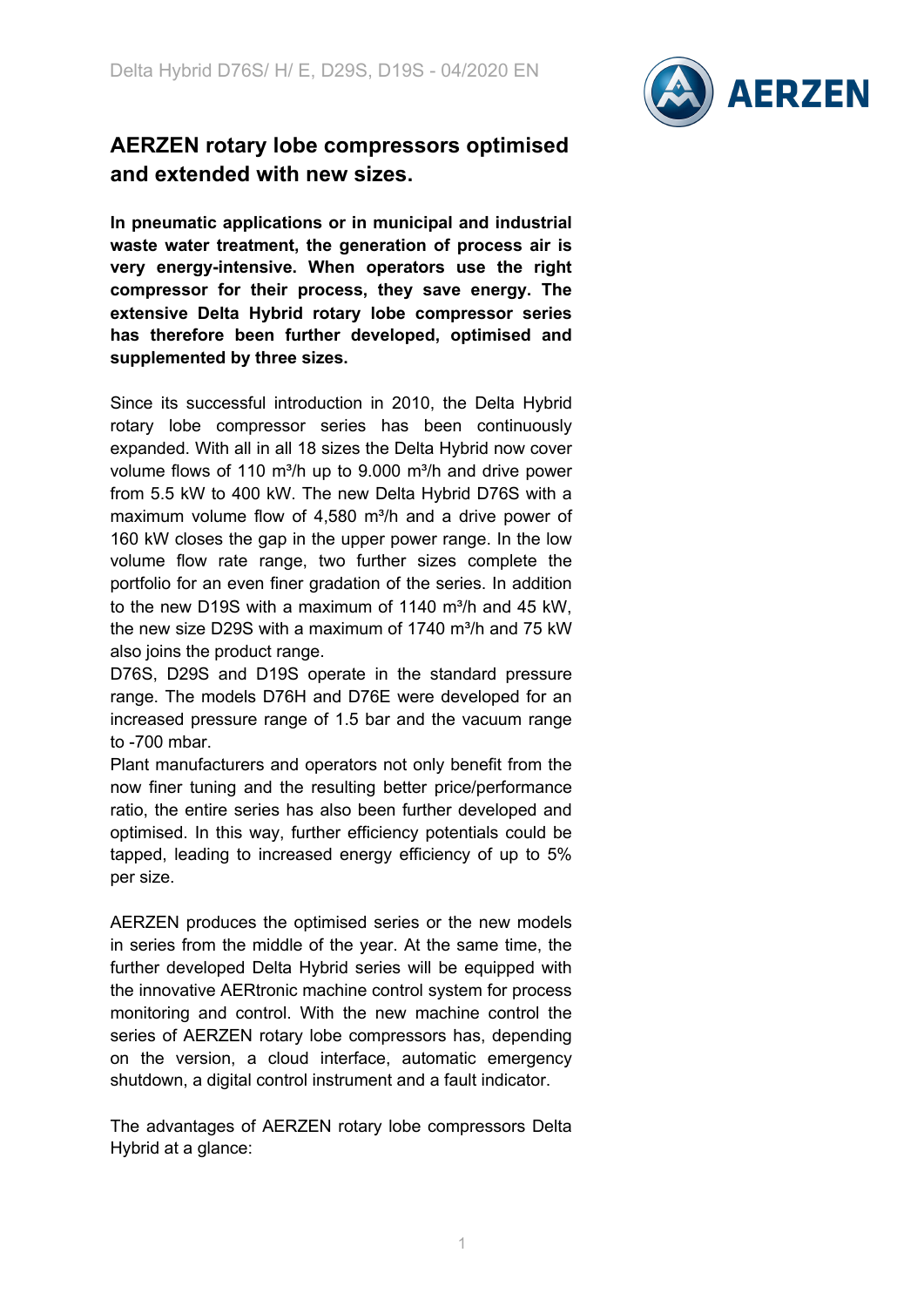# AERZEN rotary lobe compressors optimised and extended with new sizes.

**In pneumatic applications or in municipal and industrial waste water treatment, the generation of process air is very energy-intensive. When operators use the right compressor for their process, they save energy. The extensive Delta Hybrid rotary lobe compressor series has therefore been further developed, optimised and supplemented by three sizes.**

Since its successful introduction in 2010, the Delta Hybrid rotary lobe compressor series has been continuously expanded. With all in all 18 sizes the Delta Hybrid now cover volume flows of 110 m³/h up to 9.000 m³/h and drive power from 5.5 kW to 400 kW. The new Delta Hybrid D76S with a maximum volume flow of 4,580 m³/h and a drive power of 160 kW closes the gap in the upper power range. In the low volume flow rate range, two further sizes complete the portfolio for an even finer gradation of the series. In addition to the new D19S with a maximum of 1140 m³/h and 45 kW, the new size D29S with a maximum of 1740 m³/h and 75 kW also joins the product range.
D76S, D29S and D19S operate in the standard pressure range. The models D76H and D76E were developed for an increased pressure range of 1.5 bar and the vacuum range to -700 mbar.
Plant manufacturers and operators not only benefit from the now finer tuning and the resulting better price/performance ratio, the entire series has also been further developed and optimised. In this way, further efficiency potentials could be tapped, leading to increased energy efficiency of up to 5% per size.

AERZEN produces the optimised series or the new models in series from the middle of the year. At the same time, the further developed Delta Hybrid series will be equipped with the innovative AERtronic machine control system for process monitoring and control. With the new machine control the series of AERZEN rotary lobe compressors has, depending on the version, a cloud interface, automatic emergency shutdown, a digital control instrument and a fault indicator.

The advantages of AERZEN rotary lobe compressors Delta Hybrid at a glance: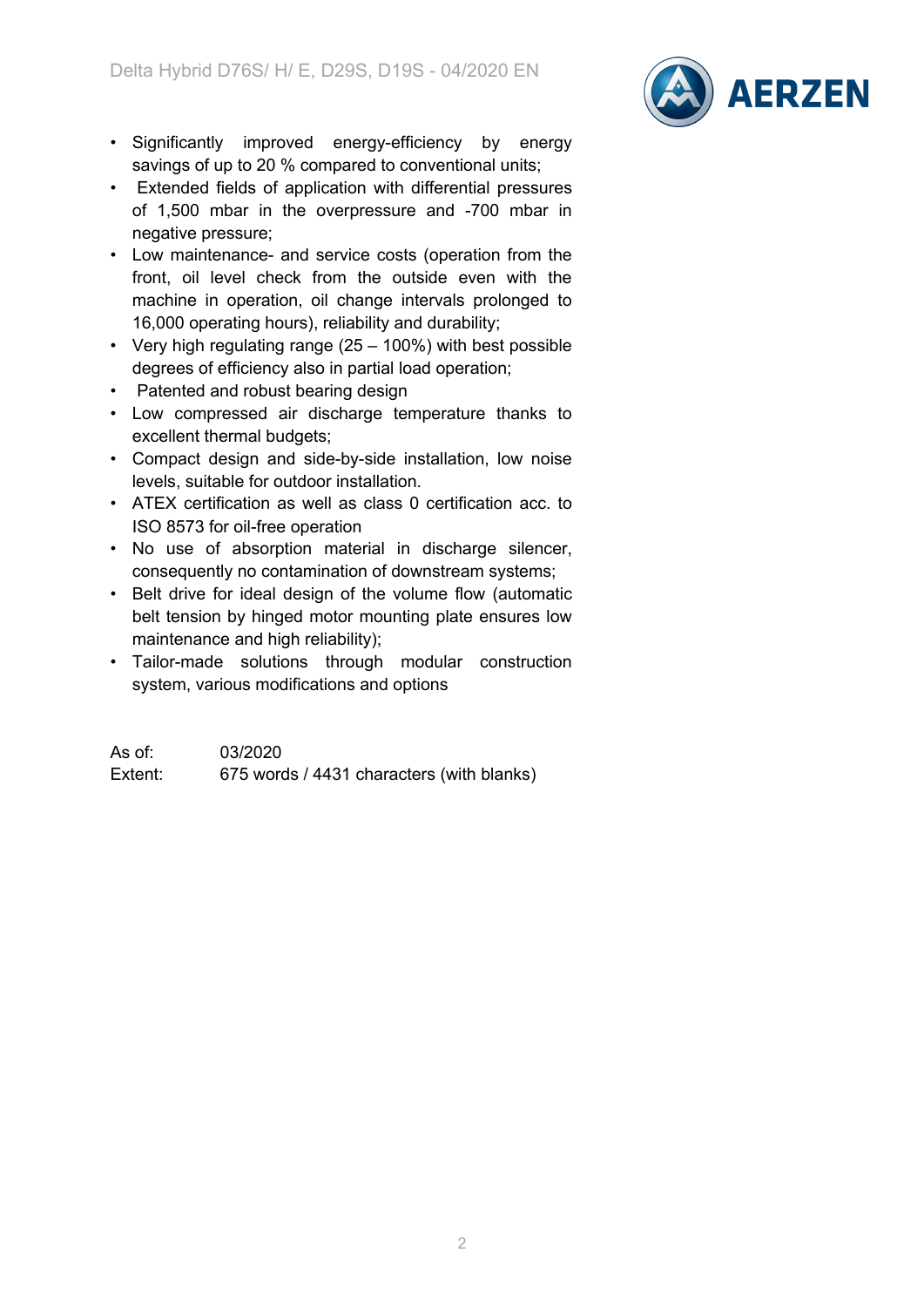- Significantly improved energy-efficiency by energy savings of up to 20 % compared to conventional units;
- Extended fields of application with differential pressures of 1,500 mbar in the overpressure and -700 mbar in negative pressure;
- Low maintenance- and service costs (operation from the front, oil level check from the outside even with the machine in operation, oil change intervals prolonged to 16,000 operating hours), reliability and durability;
- Very high regulating range (25 – 100%) with best possible degrees of efficiency also in partial load operation;
- Patented and robust bearing design
- Low compressed air discharge temperature thanks to excellent thermal budgets;
- Compact design and side-by-side installation, low noise levels, suitable for outdoor installation.
- ATEX certification as well as class 0 certification acc. to ISO 8573 for oil-free operation
- No use of absorption material in discharge silencer, consequently no contamination of downstream systems;
- Belt drive for ideal design of the volume flow (automatic belt tension by hinged motor mounting plate ensures low maintenance and high reliability);
- Tailor-made solutions through modular construction system, various modifications and options

As of: 03/2020
Extent: 675 words / 4431 characters (with blanks)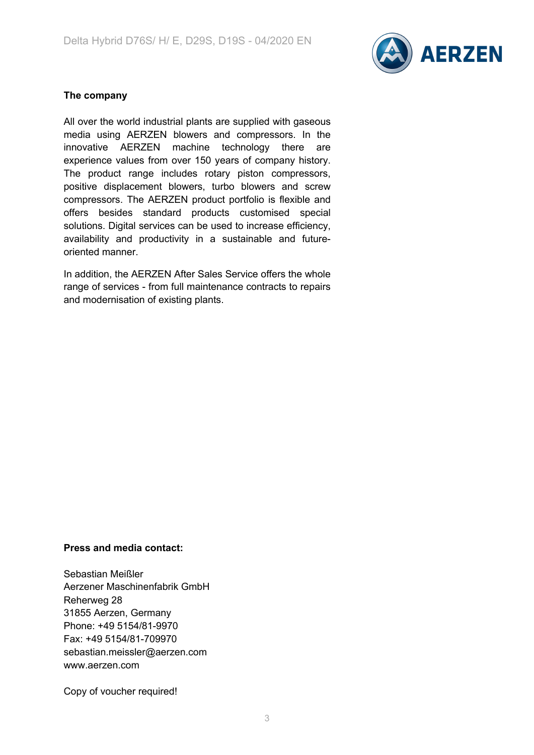**The company**

All over the world industrial plants are supplied with gaseous media using AERZEN blowers and compressors. In the innovative AERZEN machine technology there are experience values from over 150 years of company history. The product range includes rotary piston compressors, positive displacement blowers, turbo blowers and screw compressors. The AERZEN product portfolio is flexible and offers besides standard products customised special solutions. Digital services can be used to increase efficiency, availability and productivity in a sustainable and future-oriented manner.

In addition, the AERZEN After Sales Service offers the whole range of services - from full maintenance contracts to repairs and modernisation of existing plants.

**Press and media contact:**

Sebastian Meißler
Aerzener Maschinenfabrik GmbH
Reherweg 28
31855 Aerzen, Germany
Phone: +49 5154/81-9970
Fax: +49 5154/81-709970
sebastian.meissler@aerzen.com
www.aerzen.com

Copy of voucher required!